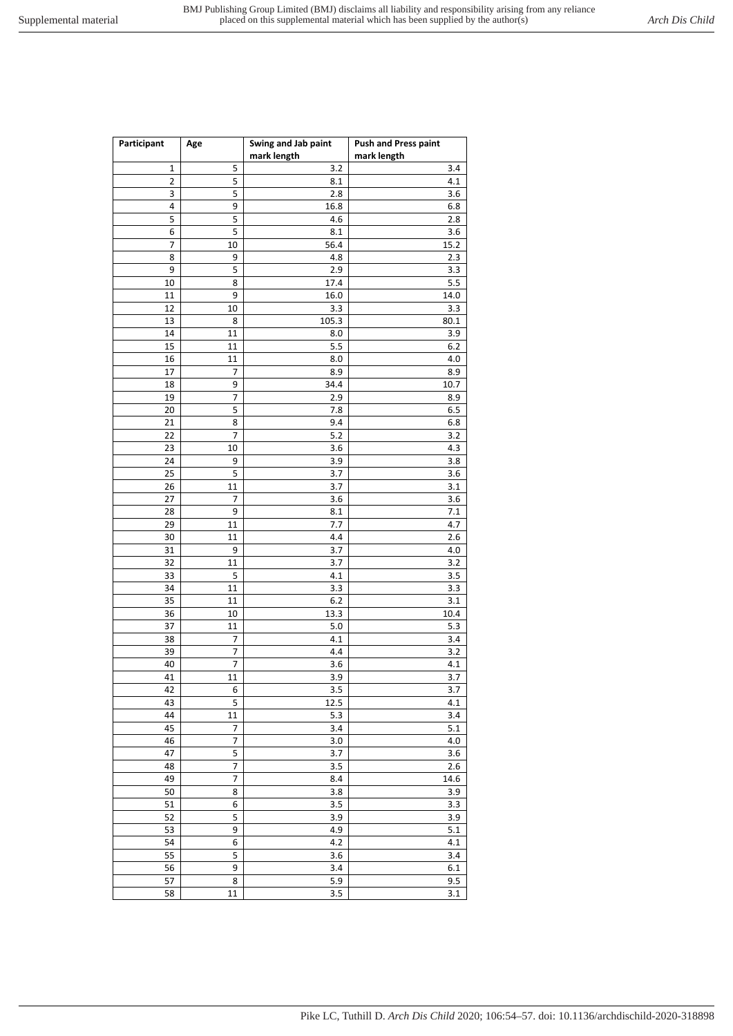| Participant | Age | Swing and Jab paint mark length | Push and Press paint mark length |
|---|---|---|---|
| 1 | 5 | 3.2 | 3.4 |
| 2 | 5 | 8.1 | 4.1 |
| 3 | 5 | 2.8 | 3.6 |
| 4 | 9 | 16.8 | 6.8 |
| 5 | 5 | 4.6 | 2.8 |
| 6 | 5 | 8.1 | 3.6 |
| 7 | 10 | 56.4 | 15.2 |
| 8 | 9 | 4.8 | 2.3 |
| 9 | 5 | 2.9 | 3.3 |
| 10 | 8 | 17.4 | 5.5 |
| 11 | 9 | 16.0 | 14.0 |
| 12 | 10 | 3.3 | 3.3 |
| 13 | 8 | 105.3 | 80.1 |
| 14 | 11 | 8.0 | 3.9 |
| 15 | 11 | 5.5 | 6.2 |
| 16 | 11 | 8.0 | 4.0 |
| 17 | 7 | 8.9 | 8.9 |
| 18 | 9 | 34.4 | 10.7 |
| 19 | 7 | 2.9 | 8.9 |
| 20 | 5 | 7.8 | 6.5 |
| 21 | 8 | 9.4 | 6.8 |
| 22 | 7 | 5.2 | 3.2 |
| 23 | 10 | 3.6 | 4.3 |
| 24 | 9 | 3.9 | 3.8 |
| 25 | 5 | 3.7 | 3.6 |
| 26 | 11 | 3.7 | 3.1 |
| 27 | 7 | 3.6 | 3.6 |
| 28 | 9 | 8.1 | 7.1 |
| 29 | 11 | 7.7 | 4.7 |
| 30 | 11 | 4.4 | 2.6 |
| 31 | 9 | 3.7 | 4.0 |
| 32 | 11 | 3.7 | 3.2 |
| 33 | 5 | 4.1 | 3.5 |
| 34 | 11 | 3.3 | 3.3 |
| 35 | 11 | 6.2 | 3.1 |
| 36 | 10 | 13.3 | 10.4 |
| 37 | 11 | 5.0 | 5.3 |
| 38 | 7 | 4.1 | 3.4 |
| 39 | 7 | 4.4 | 3.2 |
| 40 | 7 | 3.6 | 4.1 |
| 41 | 11 | 3.9 | 3.7 |
| 42 | 6 | 3.5 | 3.7 |
| 43 | 5 | 12.5 | 4.1 |
| 44 | 11 | 5.3 | 3.4 |
| 45 | 7 | 3.4 | 5.1 |
| 46 | 7 | 3.0 | 4.0 |
| 47 | 5 | 3.7 | 3.6 |
| 48 | 7 | 3.5 | 2.6 |
| 49 | 7 | 8.4 | 14.6 |
| 50 | 8 | 3.8 | 3.9 |
| 51 | 6 | 3.5 | 3.3 |
| 52 | 5 | 3.9 | 3.9 |
| 53 | 9 | 4.9 | 5.1 |
| 54 | 6 | 4.2 | 4.1 |
| 55 | 5 | 3.6 | 3.4 |
| 56 | 9 | 3.4 | 6.1 |
| 57 | 8 | 5.9 | 9.5 |
| 58 | 11 | 3.5 | 3.1 |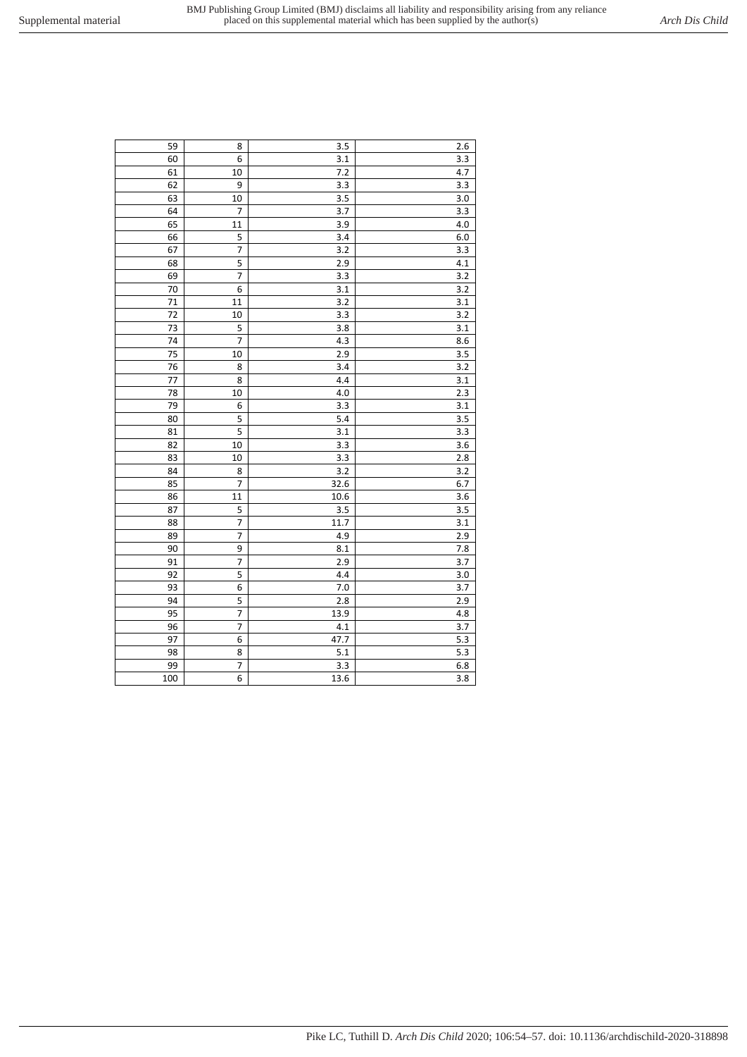| | | | |
|---|---|---|---|
| 59 | 8 | 3.5 | 2.6 |
| 60 | 6 | 3.1 | 3.3 |
| 61 | 10 | 7.2 | 4.7 |
| 62 | 9 | 3.3 | 3.3 |
| 63 | 10 | 3.5 | 3.0 |
| 64 | 7 | 3.7 | 3.3 |
| 65 | 11 | 3.9 | 4.0 |
| 66 | 5 | 3.4 | 6.0 |
| 67 | 7 | 3.2 | 3.3 |
| 68 | 5 | 2.9 | 4.1 |
| 69 | 7 | 3.3 | 3.2 |
| 70 | 6 | 3.1 | 3.2 |
| 71 | 11 | 3.2 | 3.1 |
| 72 | 10 | 3.3 | 3.2 |
| 73 | 5 | 3.8 | 3.1 |
| 74 | 7 | 4.3 | 8.6 |
| 75 | 10 | 2.9 | 3.5 |
| 76 | 8 | 3.4 | 3.2 |
| 77 | 8 | 4.4 | 3.1 |
| 78 | 10 | 4.0 | 2.3 |
| 79 | 6 | 3.3 | 3.1 |
| 80 | 5 | 5.4 | 3.5 |
| 81 | 5 | 3.1 | 3.3 |
| 82 | 10 | 3.3 | 3.6 |
| 83 | 10 | 3.3 | 2.8 |
| 84 | 8 | 3.2 | 3.2 |
| 85 | 7 | 32.6 | 6.7 |
| 86 | 11 | 10.6 | 3.6 |
| 87 | 5 | 3.5 | 3.5 |
| 88 | 7 | 11.7 | 3.1 |
| 89 | 7 | 4.9 | 2.9 |
| 90 | 9 | 8.1 | 7.8 |
| 91 | 7 | 2.9 | 3.7 |
| 92 | 5 | 4.4 | 3.0 |
| 93 | 6 | 7.0 | 3.7 |
| 94 | 5 | 2.8 | 2.9 |
| 95 | 7 | 13.9 | 4.8 |
| 96 | 7 | 4.1 | 3.7 |
| 97 | 6 | 47.7 | 5.3 |
| 98 | 8 | 5.1 | 5.3 |
| 99 | 7 | 3.3 | 6.8 |
| 100 | 6 | 13.6 | 3.8 |